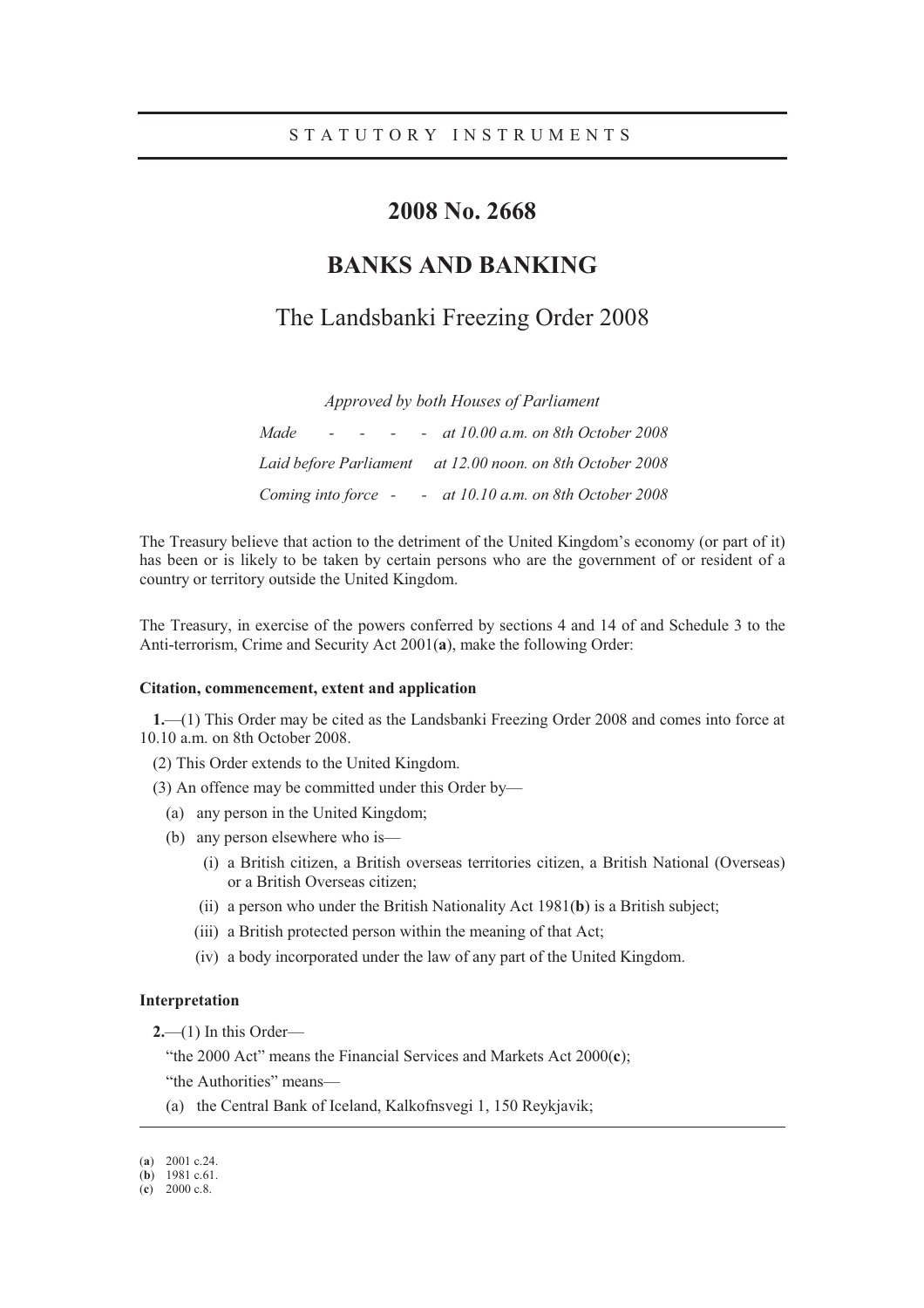STATUTORY INSTRUMENTS

# 2008 No. 2668

# BANKS AND BANKING

## The Landsbanki Freezing Order 2008

*Approved by both Houses of Parliament*

*Made - - - - - at 10.00 a.m. on 8th October 2008*

*Laid before Parliament at 12.00 noon. on 8th October 2008*

*Coming into force - - at 10.10 a.m. on 8th October 2008*

The Treasury believe that action to the detriment of the United Kingdom's economy (or part of it) has been or is likely to be taken by certain persons who are the government of or resident of a country or territory outside the United Kingdom.

The Treasury, in exercise of the powers conferred by sections 4 and 14 of and Schedule 3 to the Anti-terrorism, Crime and Security Act 2001(**a**), make the following Order:

**Citation, commencement, extent and application**

**1.**—(1) This Order may be cited as the Landsbanki Freezing Order 2008 and comes into force at 10.10 a.m. on 8th October 2008.

(2) This Order extends to the United Kingdom.

(3) An offence may be committed under this Order by—

- (a) any person in the United Kingdom;
- (b) any person elsewhere who is—
  - (i) a British citizen, a British overseas territories citizen, a British National (Overseas) or a British Overseas citizen;
  - (ii) a person who under the British Nationality Act 1981(**b**) is a British subject;
  - (iii) a British protected person within the meaning of that Act;
  - (iv) a body incorporated under the law of any part of the United Kingdom.

**Interpretation**

**2.**—(1) In this Order—

"the 2000 Act" means the Financial Services and Markets Act 2000(**c**);

"the Authorities" means—

(a) the Central Bank of Iceland, Kalkofnsvegi 1, 150 Reykjavik;

---

(**a**) 2001 c.24.
(**b**) 1981 c.61.
(**c**) 2000 c.8.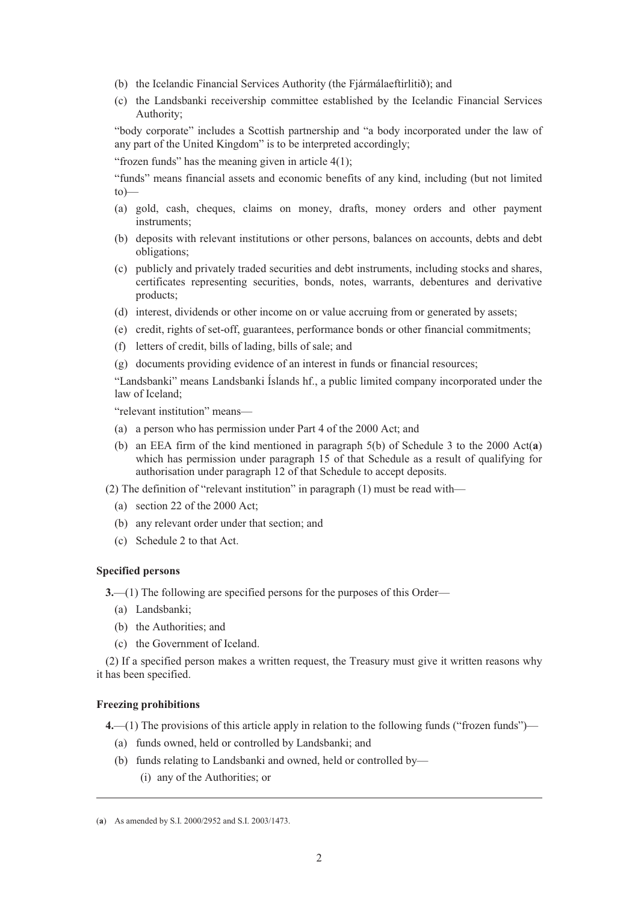(b) the Icelandic Financial Services Authority (the Fjármálaeftirlitið); and

(c) the Landsbanki receivership committee established by the Icelandic Financial Services Authority;

"body corporate" includes a Scottish partnership and "a body incorporated under the law of any part of the United Kingdom" is to be interpreted accordingly;

"frozen funds" has the meaning given in article 4(1);

"funds" means financial assets and economic benefits of any kind, including (but not limited to)—

(a) gold, cash, cheques, claims on money, drafts, money orders and other payment instruments;

(b) deposits with relevant institutions or other persons, balances on accounts, debts and debt obligations;

(c) publicly and privately traded securities and debt instruments, including stocks and shares, certificates representing securities, bonds, notes, warrants, debentures and derivative products;

(d) interest, dividends or other income on or value accruing from or generated by assets;

(e) credit, rights of set-off, guarantees, performance bonds or other financial commitments;

(f) letters of credit, bills of lading, bills of sale; and

(g) documents providing evidence of an interest in funds or financial resources;

"Landsbanki" means Landsbanki Íslands hf., a public limited company incorporated under the law of Iceland;

"relevant institution" means—

(a) a person who has permission under Part 4 of the 2000 Act; and

(b) an EEA firm of the kind mentioned in paragraph 5(b) of Schedule 3 to the 2000 Act(**a**) which has permission under paragraph 15 of that Schedule as a result of qualifying for authorisation under paragraph 12 of that Schedule to accept deposits.

(2) The definition of "relevant institution" in paragraph (1) must be read with—

(a) section 22 of the 2000 Act;

(b) any relevant order under that section; and

(c) Schedule 2 to that Act.

**Specified persons**

**3.**—(1) The following are specified persons for the purposes of this Order—

(a) Landsbanki;

(b) the Authorities; and

(c) the Government of Iceland.

(2) If a specified person makes a written request, the Treasury must give it written reasons why it has been specified.

**Freezing prohibitions**

**4.**—(1) The provisions of this article apply in relation to the following funds ("frozen funds")—

(a) funds owned, held or controlled by Landsbanki; and

(b) funds relating to Landsbanki and owned, held or controlled by—

(i) any of the Authorities; or

---

(**a**) As amended by S.I. 2000/2952 and S.I. 2003/1473.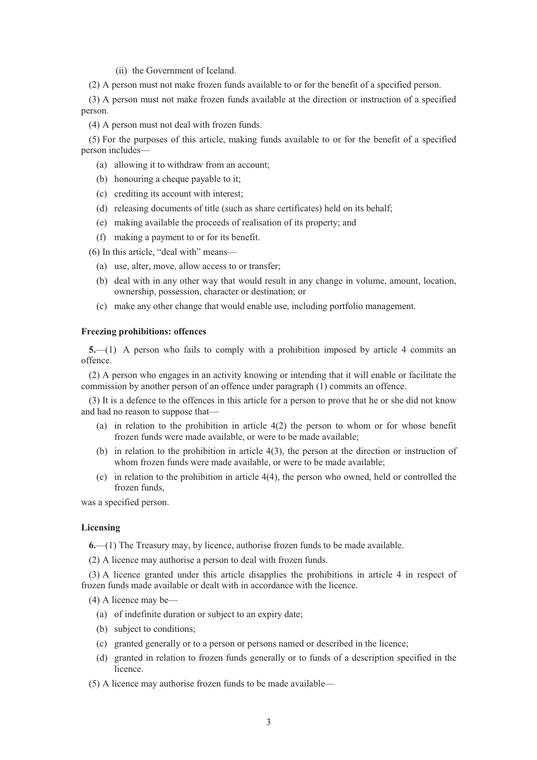(ii) the Government of Iceland.

(2) A person must not make frozen funds available to or for the benefit of a specified person.

(3) A person must not make frozen funds available at the direction or instruction of a specified person.

(4) A person must not deal with frozen funds.

(5) For the purposes of this article, making funds available to or for the benefit of a specified person includes—

- (a) allowing it to withdraw from an account;
- (b) honouring a cheque payable to it;
- (c) crediting its account with interest;
- (d) releasing documents of title (such as share certificates) held on its behalf;
- (e) making available the proceeds of realisation of its property; and
- (f) making a payment to or for its benefit.

(6) In this article, "deal with" means—

- (a) use, alter, move, allow access to or transfer;
- (b) deal with in any other way that would result in any change in volume, amount, location, ownership, possession, character or destination; or
- (c) make any other change that would enable use, including portfolio management.

**Freezing prohibitions: offences**

**5.**—(1) A person who fails to comply with a prohibition imposed by article 4 commits an offence.

(2) A person who engages in an activity knowing or intending that it will enable or facilitate the commission by another person of an offence under paragraph (1) commits an offence.

(3) It is a defence to the offences in this article for a person to prove that he or she did not know and had no reason to suppose that—

- (a) in relation to the prohibition in article 4(2) the person to whom or for whose benefit frozen funds were made available, or were to be made available;
- (b) in relation to the prohibition in article 4(3), the person at the direction or instruction of whom frozen funds were made available, or were to be made available;
- (c) in relation to the prohibition in article 4(4), the person who owned, held or controlled the frozen funds,

was a specified person.

**Licensing**

**6.**—(1) The Treasury may, by licence, authorise frozen funds to be made available.

(2) A licence may authorise a person to deal with frozen funds.

(3) A licence granted under this article disapplies the prohibitions in article 4 in respect of frozen funds made available or dealt with in accordance with the licence.

(4) A licence may be—

- (a) of indefinite duration or subject to an expiry date;
- (b) subject to conditions;
- (c) granted generally or to a person or persons named or described in the licence;
- (d) granted in relation to frozen funds generally or to funds of a description specified in the licence.

(5) A licence may authorise frozen funds to be made available—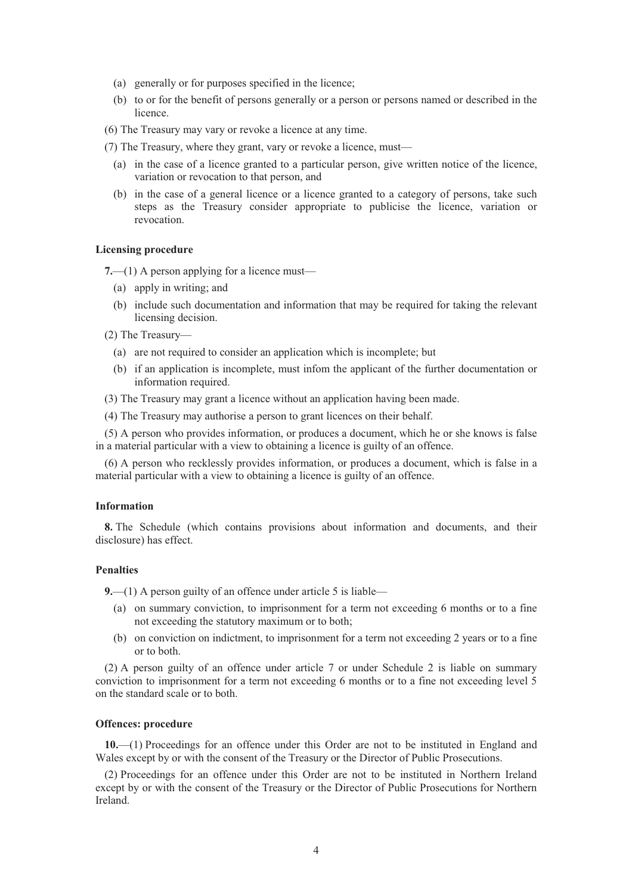(a) generally or for purposes specified in the licence;

(b) to or for the benefit of persons generally or a person or persons named or described in the licence.

(6) The Treasury may vary or revoke a licence at any time.

(7) The Treasury, where they grant, vary or revoke a licence, must—

(a) in the case of a licence granted to a particular person, give written notice of the licence, variation or revocation to that person, and

(b) in the case of a general licence or a licence granted to a category of persons, take such steps as the Treasury consider appropriate to publicise the licence, variation or revocation.

**Licensing procedure**

**7.**—(1) A person applying for a licence must—

(a) apply in writing; and

(b) include such documentation and information that may be required for taking the relevant licensing decision.

(2) The Treasury—

(a) are not required to consider an application which is incomplete; but

(b) if an application is incomplete, must infom the applicant of the further documentation or information required.

(3) The Treasury may grant a licence without an application having been made.

(4) The Treasury may authorise a person to grant licences on their behalf.

(5) A person who provides information, or produces a document, which he or she knows is false in a material particular with a view to obtaining a licence is guilty of an offence.

(6) A person who recklessly provides information, or produces a document, which is false in a material particular with a view to obtaining a licence is guilty of an offence.

**Information**

**8.** The Schedule (which contains provisions about information and documents, and their disclosure) has effect.

**Penalties**

**9.**—(1) A person guilty of an offence under article 5 is liable—

(a) on summary conviction, to imprisonment for a term not exceeding 6 months or to a fine not exceeding the statutory maximum or to both;

(b) on conviction on indictment, to imprisonment for a term not exceeding 2 years or to a fine or to both.

(2) A person guilty of an offence under article 7 or under Schedule 2 is liable on summary conviction to imprisonment for a term not exceeding 6 months or to a fine not exceeding level 5 on the standard scale or to both.

**Offences: procedure**

**10.**—(1) Proceedings for an offence under this Order are not to be instituted in England and Wales except by or with the consent of the Treasury or the Director of Public Prosecutions.

(2) Proceedings for an offence under this Order are not to be instituted in Northern Ireland except by or with the consent of the Treasury or the Director of Public Prosecutions for Northern Ireland.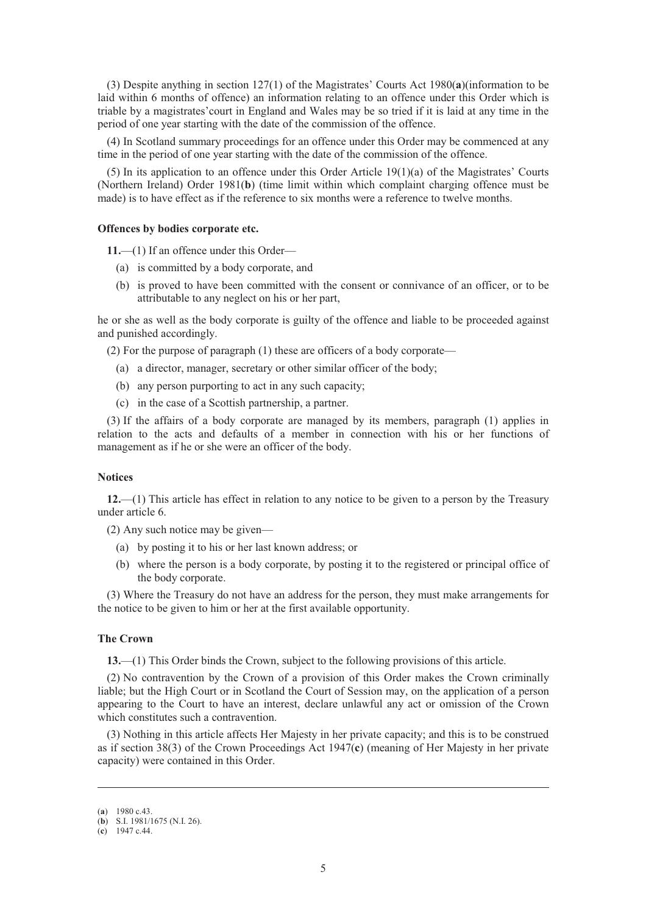(3) Despite anything in section 127(1) of the Magistrates' Courts Act 1980(**a**)(information to be laid within 6 months of offence) an information relating to an offence under this Order which is triable by a magistrates'court in England and Wales may be so tried if it is laid at any time in the period of one year starting with the date of the commission of the offence.

(4) In Scotland summary proceedings for an offence under this Order may be commenced at any time in the period of one year starting with the date of the commission of the offence.

(5) In its application to an offence under this Order Article 19(1)(a) of the Magistrates' Courts (Northern Ireland) Order 1981(**b**) (time limit within which complaint charging offence must be made) is to have effect as if the reference to six months were a reference to twelve months.

**Offences by bodies corporate etc.**

**11.**—(1) If an offence under this Order—

(a) is committed by a body corporate, and

(b) is proved to have been committed with the consent or connivance of an officer, or to be attributable to any neglect on his or her part,

he or she as well as the body corporate is guilty of the offence and liable to be proceeded against and punished accordingly.

(2) For the purpose of paragraph (1) these are officers of a body corporate—

(a) a director, manager, secretary or other similar officer of the body;

(b) any person purporting to act in any such capacity;

(c) in the case of a Scottish partnership, a partner.

(3) If the affairs of a body corporate are managed by its members, paragraph (1) applies in relation to the acts and defaults of a member in connection with his or her functions of management as if he or she were an officer of the body.

**Notices**

**12.**—(1) This article has effect in relation to any notice to be given to a person by the Treasury under article 6.

(2) Any such notice may be given—

(a) by posting it to his or her last known address; or

(b) where the person is a body corporate, by posting it to the registered or principal office of the body corporate.

(3) Where the Treasury do not have an address for the person, they must make arrangements for the notice to be given to him or her at the first available opportunity.

**The Crown**

**13.**—(1) This Order binds the Crown, subject to the following provisions of this article.

(2) No contravention by the Crown of a provision of this Order makes the Crown criminally liable; but the High Court or in Scotland the Court of Session may, on the application of a person appearing to the Court to have an interest, declare unlawful any act or omission of the Crown which constitutes such a contravention.

(3) Nothing in this article affects Her Majesty in her private capacity; and this is to be construed as if section 38(3) of the Crown Proceedings Act 1947(**c**) (meaning of Her Majesty in her private capacity) were contained in this Order.

---

(**a**) 1980 c.43.
(**b**) S.I. 1981/1675 (N.I. 26).
(**c**) 1947 c.44.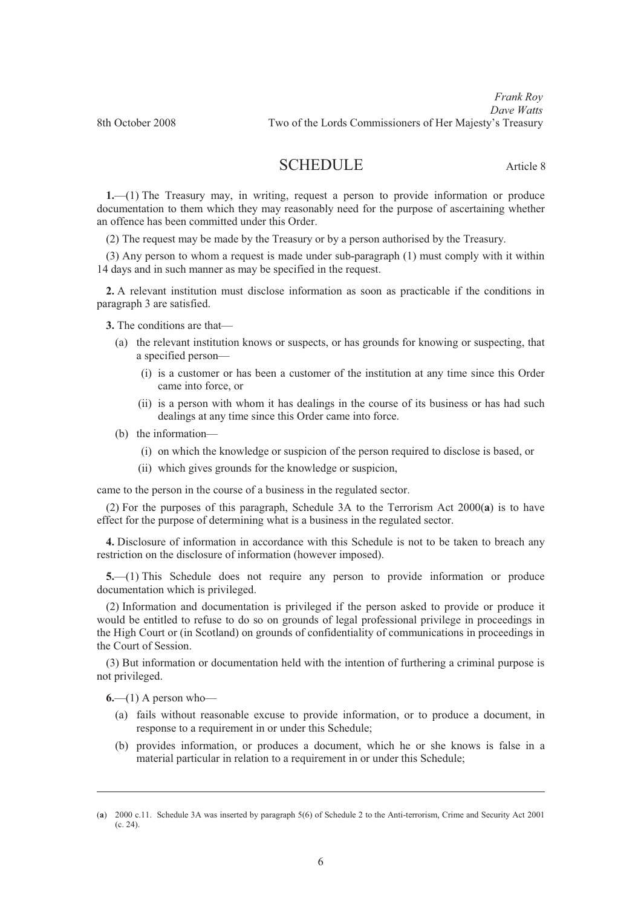*Frank Roy*
*Dave Watts*
8th October 2008 Two of the Lords Commissioners of Her Majesty's Treasury

# SCHEDULE

Article 8

**1.**—(1) The Treasury may, in writing, request a person to provide information or produce documentation to them which they may reasonably need for the purpose of ascertaining whether an offence has been committed under this Order.

(2) The request may be made by the Treasury or by a person authorised by the Treasury.

(3) Any person to whom a request is made under sub-paragraph (1) must comply with it within 14 days and in such manner as may be specified in the request.

**2.** A relevant institution must disclose information as soon as practicable if the conditions in paragraph 3 are satisfied.

**3.** The conditions are that—

- (a) the relevant institution knows or suspects, or has grounds for knowing or suspecting, that a specified person—
  - (i) is a customer or has been a customer of the institution at any time since this Order came into force, or
  - (ii) is a person with whom it has dealings in the course of its business or has had such dealings at any time since this Order came into force.
- (b) the information—
  - (i) on which the knowledge or suspicion of the person required to disclose is based, or
  - (ii) which gives grounds for the knowledge or suspicion,

came to the person in the course of a business in the regulated sector.

(2) For the purposes of this paragraph, Schedule 3A to the Terrorism Act 2000(**a**) is to have effect for the purpose of determining what is a business in the regulated sector.

**4.** Disclosure of information in accordance with this Schedule is not to be taken to breach any restriction on the disclosure of information (however imposed).

**5.**—(1) This Schedule does not require any person to provide information or produce documentation which is privileged.

(2) Information and documentation is privileged if the person asked to provide or produce it would be entitled to refuse to do so on grounds of legal professional privilege in proceedings in the High Court or (in Scotland) on grounds of confidentiality of communications in proceedings in the Court of Session.

(3) But information or documentation held with the intention of furthering a criminal purpose is not privileged.

**6.**—(1) A person who—

- (a) fails without reasonable excuse to provide information, or to produce a document, in response to a requirement in or under this Schedule;
- (b) provides information, or produces a document, which he or she knows is false in a material particular in relation to a requirement in or under this Schedule;

---

(**a**) 2000 c.11. Schedule 3A was inserted by paragraph 5(6) of Schedule 2 to the Anti-terrorism, Crime and Security Act 2001 (c. 24).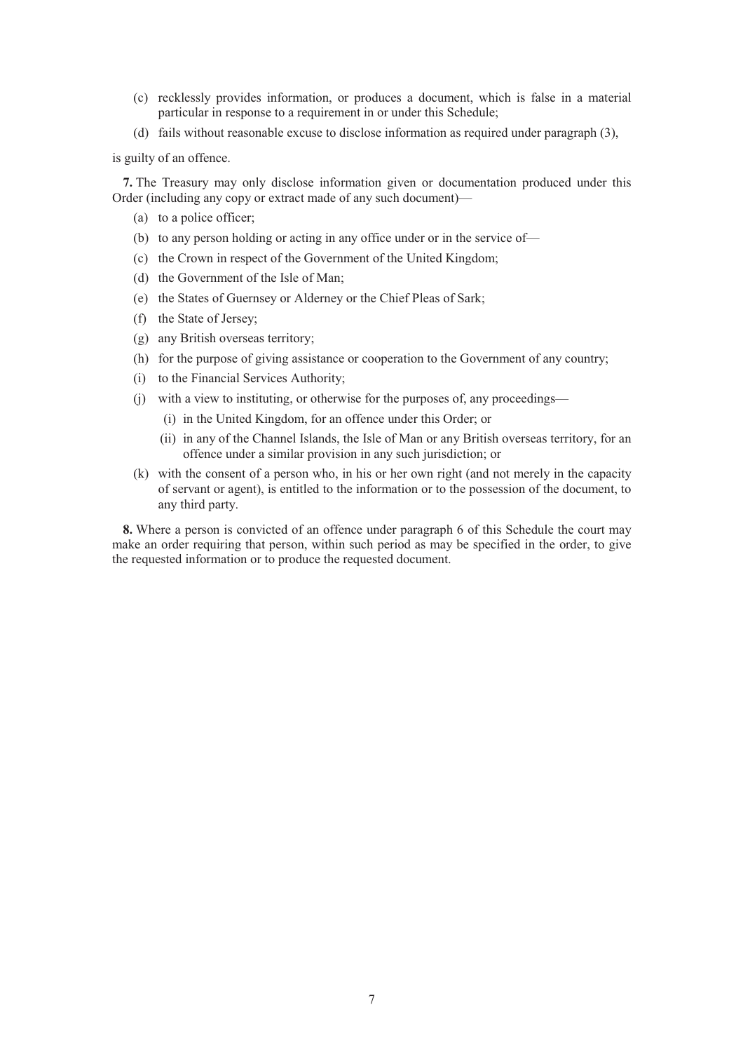(c) recklessly provides information, or produces a document, which is false in a material particular in response to a requirement in or under this Schedule;

(d) fails without reasonable excuse to disclose information as required under paragraph (3),

is guilty of an offence.

**7.** The Treasury may only disclose information given or documentation produced under this Order (including any copy or extract made of any such document)—

(a) to a police officer;

(b) to any person holding or acting in any office under or in the service of—

(c) the Crown in respect of the Government of the United Kingdom;

(d) the Government of the Isle of Man;

(e) the States of Guernsey or Alderney or the Chief Pleas of Sark;

(f) the State of Jersey;

(g) any British overseas territory;

(h) for the purpose of giving assistance or cooperation to the Government of any country;

(i) to the Financial Services Authority;

(j) with a view to instituting, or otherwise for the purposes of, any proceedings—

(i) in the United Kingdom, for an offence under this Order; or

(ii) in any of the Channel Islands, the Isle of Man or any British overseas territory, for an offence under a similar provision in any such jurisdiction; or

(k) with the consent of a person who, in his or her own right (and not merely in the capacity of servant or agent), is entitled to the information or to the possession of the document, to any third party.

**8.** Where a person is convicted of an offence under paragraph 6 of this Schedule the court may make an order requiring that person, within such period as may be specified in the order, to give the requested information or to produce the requested document.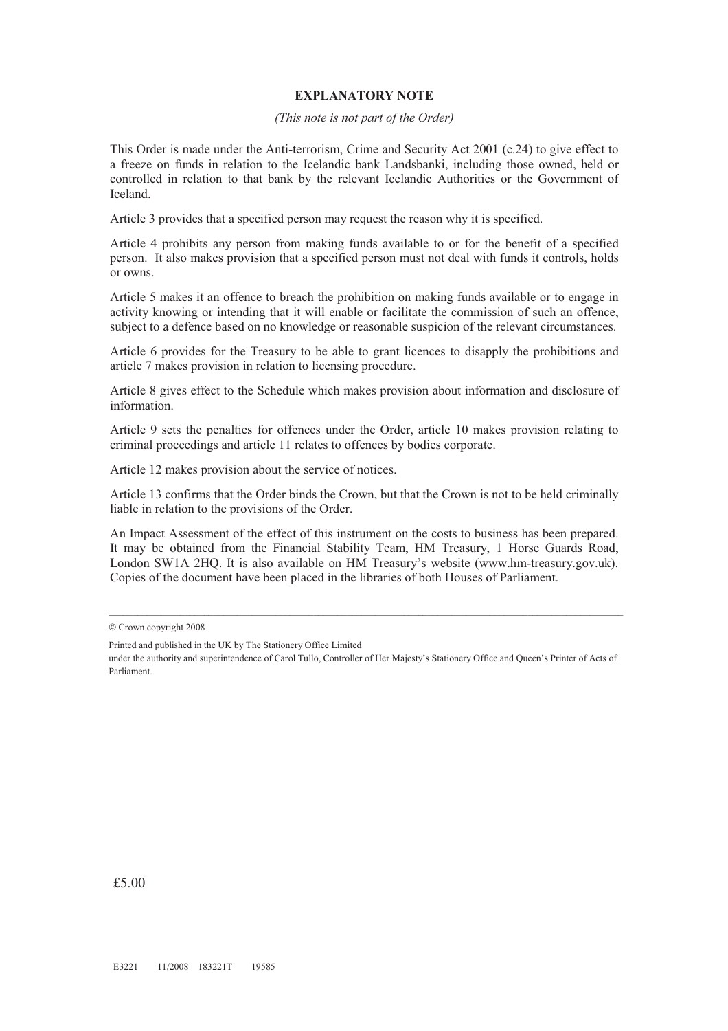## EXPLANATORY NOTE

*(This note is not part of the Order)*

This Order is made under the Anti-terrorism, Crime and Security Act 2001 (c.24) to give effect to a freeze on funds in relation to the Icelandic bank Landsbanki, including those owned, held or controlled in relation to that bank by the relevant Icelandic Authorities or the Government of Iceland.

Article 3 provides that a specified person may request the reason why it is specified.

Article 4 prohibits any person from making funds available to or for the benefit of a specified person. It also makes provision that a specified person must not deal with funds it controls, holds or owns.

Article 5 makes it an offence to breach the prohibition on making funds available or to engage in activity knowing or intending that it will enable or facilitate the commission of such an offence, subject to a defence based on no knowledge or reasonable suspicion of the relevant circumstances.

Article 6 provides for the Treasury to be able to grant licences to disapply the prohibitions and article 7 makes provision in relation to licensing procedure.

Article 8 gives effect to the Schedule which makes provision about information and disclosure of information.

Article 9 sets the penalties for offences under the Order, article 10 makes provision relating to criminal proceedings and article 11 relates to offences by bodies corporate.

Article 12 makes provision about the service of notices.

Article 13 confirms that the Order binds the Crown, but that the Crown is not to be held criminally liable in relation to the provisions of the Order.

An Impact Assessment of the effect of this instrument on the costs to business has been prepared. It may be obtained from the Financial Stability Team, HM Treasury, 1 Horse Guards Road, London SW1A 2HQ. It is also available on HM Treasury's website (www.hm-treasury.gov.uk). Copies of the document have been placed in the libraries of both Houses of Parliament.

---

© Crown copyright 2008

Printed and published in the UK by The Stationery Office Limited
under the authority and superintendence of Carol Tullo, Controller of Her Majesty's Stationery Office and Queen's Printer of Acts of Parliament.

£5.00

E3221 11/2008 183221T 19585